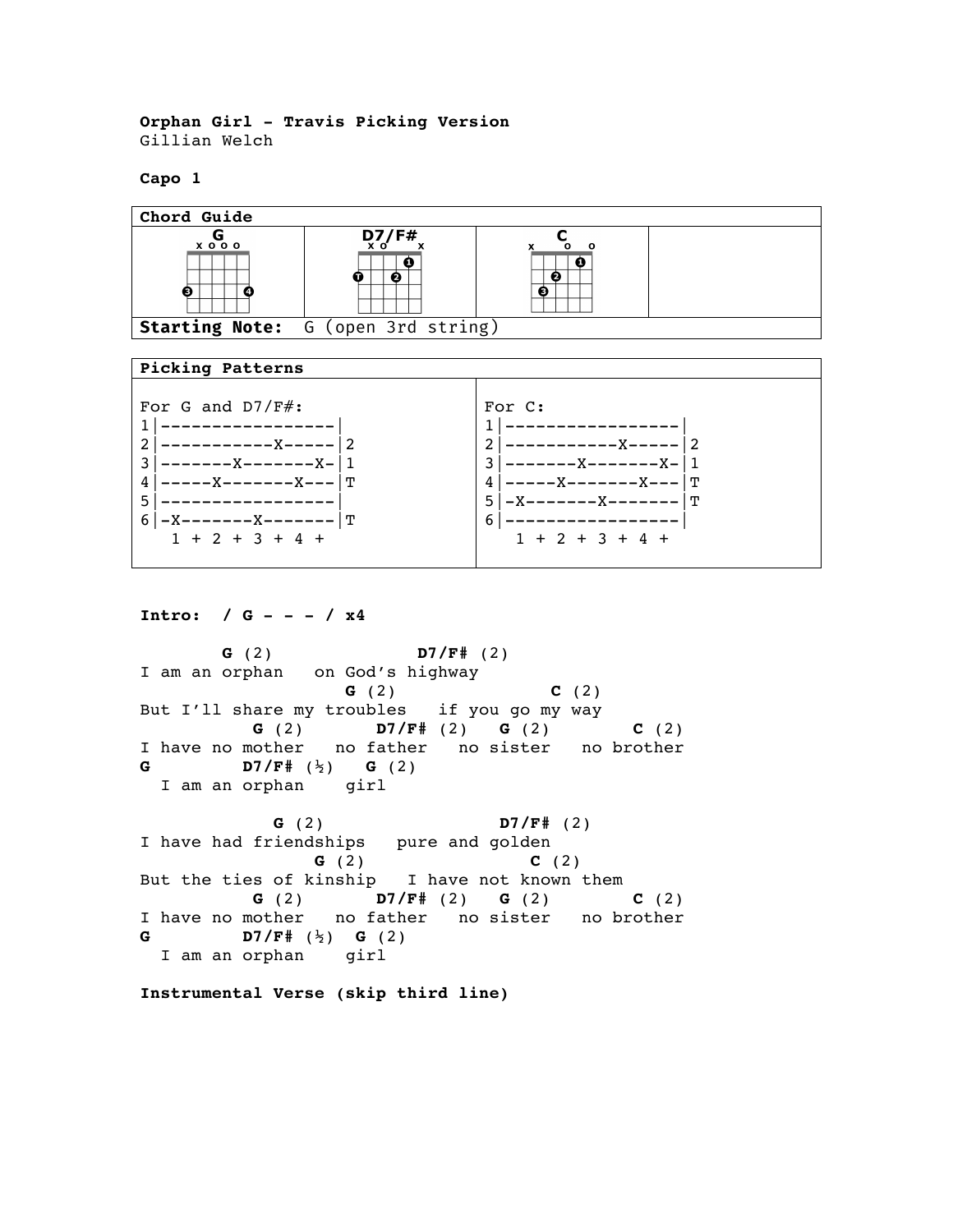**Orphan Girl - Travis Picking Version**
Gillian Welch

**Capo 1**

| Chord Guide | | | |
|---|---|---|---|
| G | D7/F# | C | |
| **Starting Note:** G (open 3rd string) | | | |

**Picking Patterns**

For G and D7/F#:

```
1|-----------------|
2|-----------X-----|2
3|-------X-------X-|1
4|-----X-------X---|T
5|-----------------|
6|-X-------X-------|T
   1 + 2 + 3 + 4 +
```

For C:

```
1|-----------------|
2|-----------X-----|2
3|-------X-------X-|1
4|-----X-------X---|T
5|-X-------X-------|T
6|-----------------|
   1 + 2 + 3 + 4 +
```

**Intro: / G - - - / x4**

```
        G (2)              D7/F# (2)
I am an orphan   on God's highway
                    G (2)                C (2)
But I'll share my troubles   if you go my way
           G (2)       D7/F# (2)   G (2)       C (2)
I have no mother   no father   no sister   no brother
G          D7/F# (½)   G (2)
  I am an orphan    girl

             G (2)                  D7/F# (2)
I have had friendships   pure and golden
                  G (2)                 C (2)
But the ties of kinship   I have not known them
           G (2)       D7/F# (2)   G (2)       C (2)
I have no mother   no father   no sister   no brother
G          D7/F# (½)  G (2)
  I am an orphan    girl
```

**Instrumental Verse (skip third line)**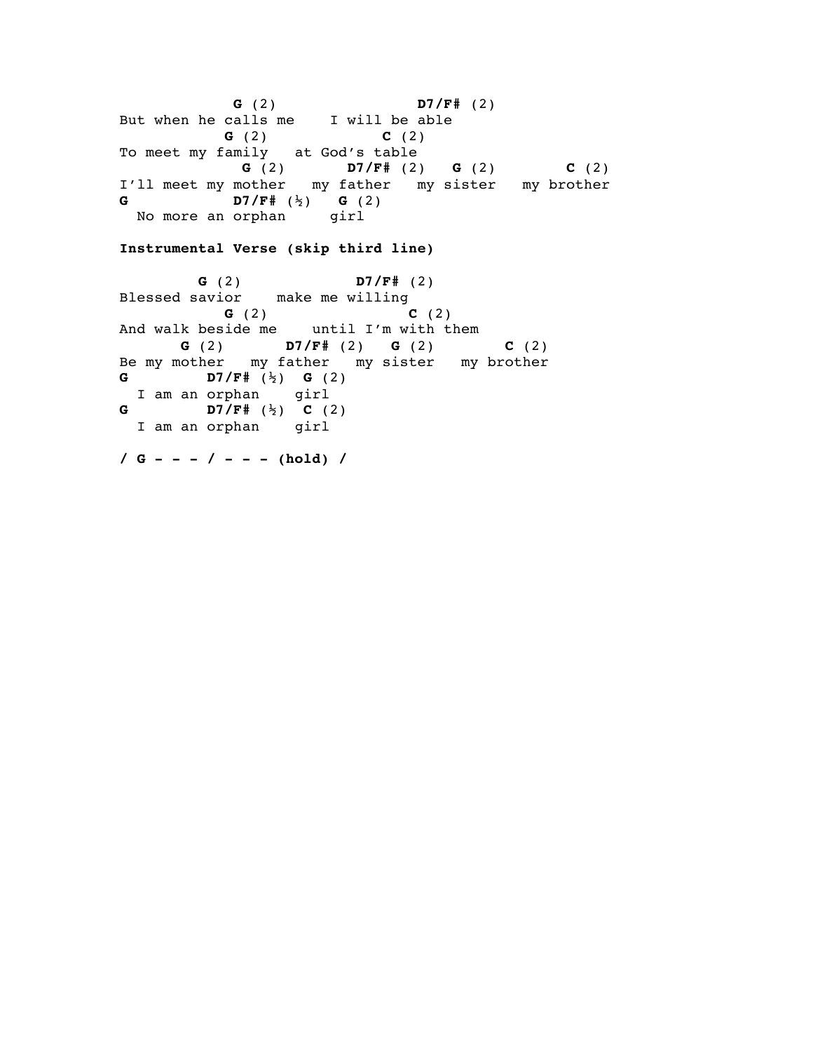```
             G (2)                D7/F# (2)
But when he calls me    I will be able
            G (2)            C (2)
To meet my family   at God's table
              G (2)       D7/F# (2)   G (2)        C (2)
I'll meet my mother   my father   my sister   my brother
G            D7/F# (½)   G (2)
  No more an orphan     girl
```

**Instrumental Verse (skip third line)**

```
         G (2)            D7/F# (2)
Blessed savior    make me willing
            G (2)              C (2)
And walk beside me    until I'm with them
       G (2)       D7/F# (2)   G (2)        C (2)
Be my mother   my father   my sister   my brother
G         D7/F# (½)  G (2)
  I am an orphan    girl
G         D7/F# (½)  C (2)
  I am an orphan    girl
```

**/ G - - - / - - - (hold) /**